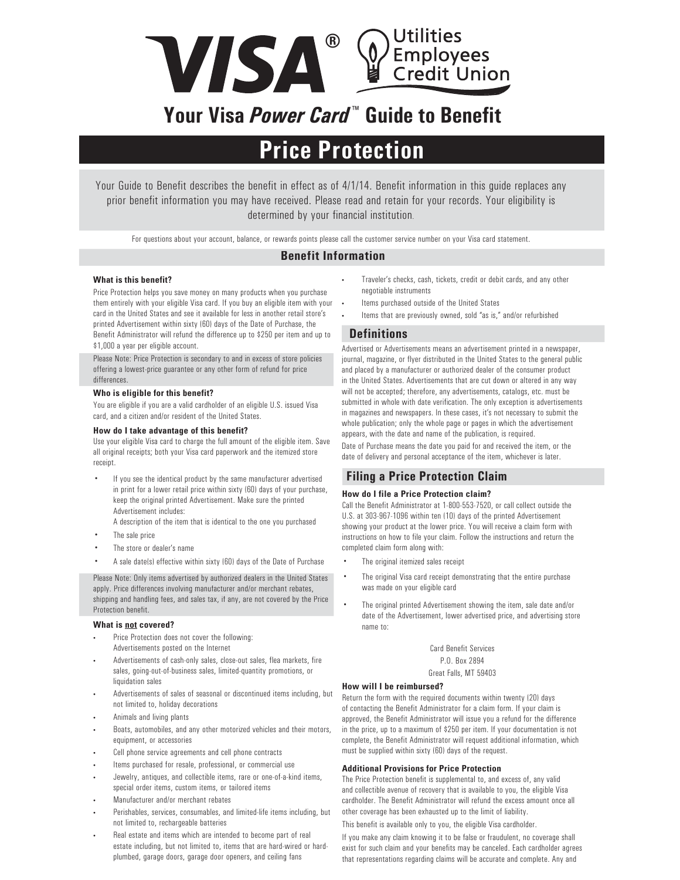VISA® Utilities Employees Credit Union

# Your Visa *Power Card*™ Guide to Benefit

# Price Protection

Your Guide to Benefit describes the benefit in effect as of 4/1/14. Benefit information in this guide replaces any prior benefit information you may have received. Please read and retain for your records. Your eligibility is determined by your financial institution.

For questions about your account, balance, or rewards points please call the customer service number on your Visa card statement.

## Benefit Information

**What is this benefit?**

Price Protection helps you save money on many products when you purchase them entirely with your eligible Visa card. If you buy an eligible item with your card in the United States and see it available for less in another retail store's printed Advertisement within sixty (60) days of the Date of Purchase, the Benefit Administrator will refund the difference up to $250 per item and up to $1,000 a year per eligible account.

Please Note: Price Protection is secondary to and in excess of store policies offering a lowest-price guarantee or any other form of refund for price differences.

**Who is eligible for this benefit?**

You are eligible if you are a valid cardholder of an eligible U.S. issued Visa card, and a citizen and/or resident of the United States.

**How do I take advantage of this benefit?**

Use your eligible Visa card to charge the full amount of the eligible item. Save all original receipts; both your Visa card paperwork and the itemized store receipt.

- If you see the identical product by the same manufacturer advertised in print for a lower retail price within sixty (60) days of your purchase, keep the original printed Advertisement. Make sure the printed Advertisement includes:
  A description of the item that is identical to the one you purchased
- The sale price
- The store or dealer's name
- A sale date(s) effective within sixty (60) days of the Date of Purchase

Please Note: Only items advertised by authorized dealers in the United States apply. Price differences involving manufacturer and/or merchant rebates, shipping and handling fees, and sales tax, if any, are not covered by the Price Protection benefit.

**What is not covered?**

- Price Protection does not cover the following:
  Advertisements posted on the Internet
- Advertisements of cash-only sales, close-out sales, flea markets, fire sales, going-out-of-business sales, limited-quantity promotions, or liquidation sales
- Advertisements of sales of seasonal or discontinued items including, but not limited to, holiday decorations
- Animals and living plants
- Boats, automobiles, and any other motorized vehicles and their motors, equipment, or accessories
- Cell phone service agreements and cell phone contracts
- Items purchased for resale, professional, or commercial use
- Jewelry, antiques, and collectible items, rare or one-of-a-kind items, special order items, custom items, or tailored items
- Manufacturer and/or merchant rebates
- Perishables, services, consumables, and limited-life items including, but not limited to, rechargeable batteries
- Real estate and items which are intended to become part of real estate including, but not limited to, items that are hard-wired or hard-plumbed, garage doors, garage door openers, and ceiling fans
- Traveler's checks, cash, tickets, credit or debit cards, and any other negotiable instruments
- Items purchased outside of the United States
- Items that are previously owned, sold "as is," and/or refurbished

## Definitions

Advertised or Advertisements means an advertisement printed in a newspaper, journal, magazine, or flyer distributed in the United States to the general public and placed by a manufacturer or authorized dealer of the consumer product in the United States. Advertisements that are cut down or altered in any way will not be accepted; therefore, any advertisements, catalogs, etc. must be submitted in whole with date verification. The only exception is advertisements in magazines and newspapers. In these cases, it's not necessary to submit the whole publication; only the whole page or pages in which the advertisement appears, with the date and name of the publication, is required.

Date of Purchase means the date you paid for and received the item, or the date of delivery and personal acceptance of the item, whichever is later.

## Filing a Price Protection Claim

**How do I file a Price Protection claim?**

Call the Benefit Administrator at 1-800-553-7520, or call collect outside the U.S. at 303-967-1096 within ten (10) days of the printed Advertisement showing your product at the lower price. You will receive a claim form with instructions on how to file your claim. Follow the instructions and return the completed claim form along with:

- The original itemized sales receipt
- The original Visa card receipt demonstrating that the entire purchase was made on your eligible card
- The original printed Advertisement showing the item, sale date and/or date of the Advertisement, lower advertised price, and advertising store name to:

Card Benefit Services
P.O. Box 2894
Great Falls, MT 59403

**How will I be reimbursed?**

Return the form with the required documents within twenty (20) days of contacting the Benefit Administrator for a claim form. If your claim is approved, the Benefit Administrator will issue you a refund for the difference in the price, up to a maximum of $250 per item. If your documentation is not complete, the Benefit Administrator will request additional information, which must be supplied within sixty (60) days of the request.

**Additional Provisions for Price Protection**

The Price Protection benefit is supplemental to, and excess of, any valid and collectible avenue of recovery that is available to you, the eligible Visa cardholder. The Benefit Administrator will refund the excess amount once all other coverage has been exhausted up to the limit of liability.

This benefit is available only to you, the eligible Visa cardholder.

If you make any claim knowing it to be false or fraudulent, no coverage shall exist for such claim and your benefits may be canceled. Each cardholder agrees that representations regarding claims will be accurate and complete. Any and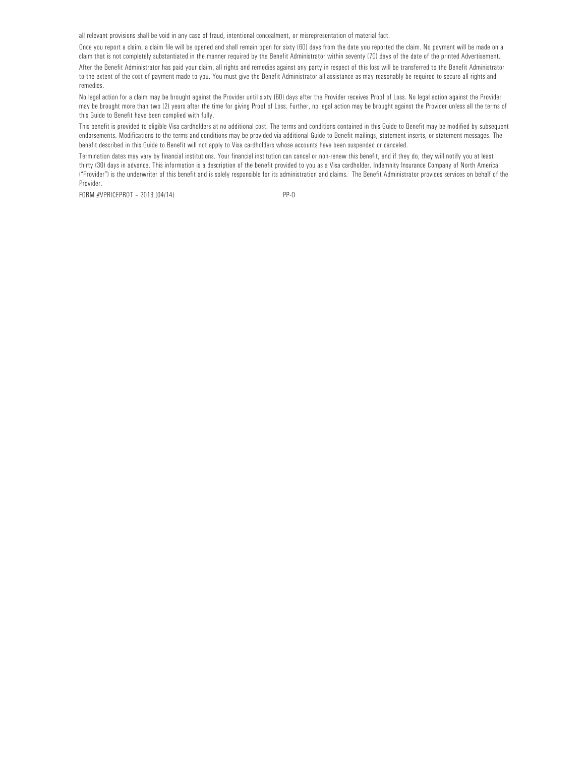all relevant provisions shall be void in any case of fraud, intentional concealment, or misrepresentation of material fact.

Once you report a claim, a claim file will be opened and shall remain open for sixty (60) days from the date you reported the claim. No payment will be made on a claim that is not completely substantiated in the manner required by the Benefit Administrator within seventy (70) days of the date of the printed Advertisement.

After the Benefit Administrator has paid your claim, all rights and remedies against any party in respect of this loss will be transferred to the Benefit Administrator to the extent of the cost of payment made to you. You must give the Benefit Administrator all assistance as may reasonably be required to secure all rights and remedies.

No legal action for a claim may be brought against the Provider until sixty (60) days after the Provider receives Proof of Loss. No legal action against the Provider may be brought more than two (2) years after the time for giving Proof of Loss. Further, no legal action may be brought against the Provider unless all the terms of this Guide to Benefit have been complied with fully.

This benefit is provided to eligible Visa cardholders at no additional cost. The terms and conditions contained in this Guide to Benefit may be modified by subsequent endorsements. Modifications to the terms and conditions may be provided via additional Guide to Benefit mailings, statement inserts, or statement messages. The benefit described in this Guide to Benefit will not apply to Visa cardholders whose accounts have been suspended or canceled.

Termination dates may vary by financial institutions. Your financial institution can cancel or non-renew this benefit, and if they do, they will notify you at least thirty (30) days in advance. This information is a description of the benefit provided to you as a Visa cardholder. Indemnity Insurance Company of North America ("Provider") is the underwriter of this benefit and is solely responsible for its administration and claims. The Benefit Administrator provides services on behalf of the Provider.

FORM #VPRICEPROT – 2013 (04/14) PP-O